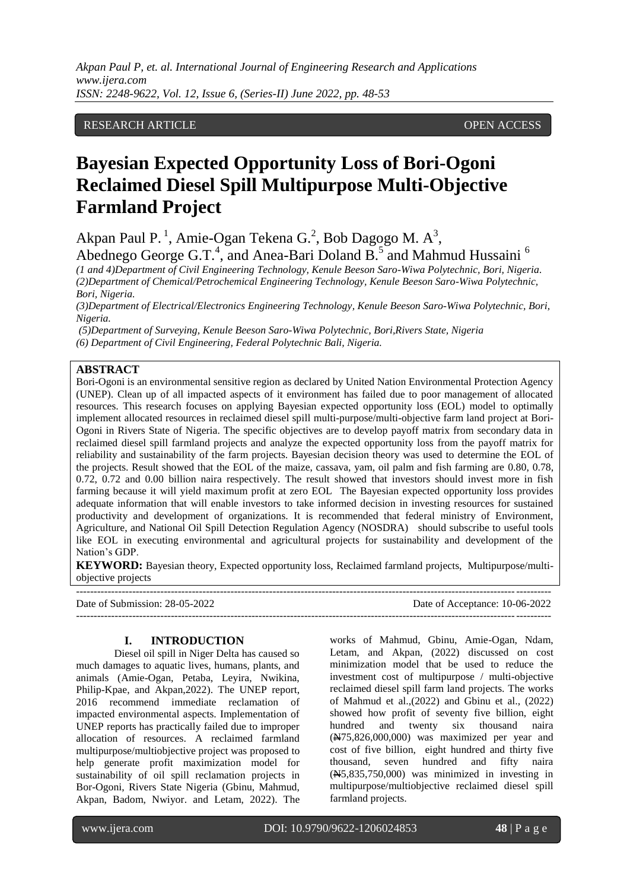RESEARCH ARTICLE OPEN ACCESS

# Bayesian Expected Opportunity Loss of Bori-Ogoni Reclaimed Diesel Spill Multipurpose Multi-Objective Farmland Project

Akpan Paul P. [1], Amie-Ogan Tekena G.[2], Bob Dagogo M. A[3], Abednego George G.T.[4], and Anea-Bari Doland B.[5] and Mahmud Hussaini [6]

*(1 and 4)Department of Civil Engineering Technology, Kenule Beeson Saro-Wiwa Polytechnic, Bori, Nigeria.*
*(2)Department of Chemical/Petrochemical Engineering Technology, Kenule Beeson Saro-Wiwa Polytechnic, Bori, Nigeria.*
*(3)Department of Electrical/Electronics Engineering Technology, Kenule Beeson Saro-Wiwa Polytechnic, Bori, Nigeria.*
*(5)Department of Surveying, Kenule Beeson Saro-Wiwa Polytechnic, Bori,Rivers State, Nigeria*
*(6) Department of Civil Engineering, Federal Polytechnic Bali, Nigeria.*

## ABSTRACT

Bori-Ogoni is an environmental sensitive region as declared by United Nation Environmental Protection Agency (UNEP). Clean up of all impacted aspects of it environment has failed due to poor management of allocated resources. This research focuses on applying Bayesian expected opportunity loss (EOL) model to optimally implement allocated resources in reclaimed diesel spill multi-purpose/multi-objective farm land project at Bori-Ogoni in Rivers State of Nigeria. The specific objectives are to develop payoff matrix from secondary data in reclaimed diesel spill farmland projects and analyze the expected opportunity loss from the payoff matrix for reliability and sustainability of the farm projects. Bayesian decision theory was used to determine the EOL of the projects. Result showed that the EOL of the maize, cassava, yam, oil palm and fish farming are 0.80, 0.78, 0.72, 0.72 and 0.00 billion naira respectively. The result showed that investors should invest more in fish farming because it will yield maximum profit at zero EOL The Bayesian expected opportunity loss provides adequate information that will enable investors to take informed decision in investing resources for sustained productivity and development of organizations. It is recommended that federal ministry of Environment, Agriculture, and National Oil Spill Detection Regulation Agency (NOSDRA) should subscribe to useful tools like EOL in executing environmental and agricultural projects for sustainability and development of the Nation's GDP.

**KEYWORD:** Bayesian theory, Expected opportunity loss, Reclaimed farmland projects, Multipurpose/multi-objective projects

Date of Submission: 28-05-2022 Date of Acceptance: 10-06-2022

## I. INTRODUCTION

Diesel oil spill in Niger Delta has caused so much damages to aquatic lives, humans, plants, and animals (Amie-Ogan, Petaba, Leyira, Nwikina, Philip-Kpae, and Akpan,2022). The UNEP report, 2016 recommend immediate reclamation of impacted environmental aspects. Implementation of UNEP reports has practically failed due to improper allocation of resources. A reclaimed farmland multipurpose/multiobjective project was proposed to help generate profit maximization model for sustainability of oil spill reclamation projects in Bor-Ogoni, Rivers State Nigeria (Gbinu, Mahmud, Akpan, Badom, Nwiyor. and Letam, 2022). The works of Mahmud, Gbinu, Amie-Ogan, Ndam, Letam, and Akpan, (2022) discussed on cost minimization model that be used to reduce the investment cost of multipurpose / multi-objective reclaimed diesel spill farm land projects. The works of Mahmud et al.,(2022) and Gbinu et al., (2022) showed how profit of seventy five billion, eight hundred and twenty six thousand naira (₦75,826,000,000) was maximized per year and cost of five billion, eight hundred and thirty five thousand, seven hundred and fifty naira (₦5,835,750,000) was minimized in investing in multipurpose/multiobjective reclaimed diesel spill farmland projects.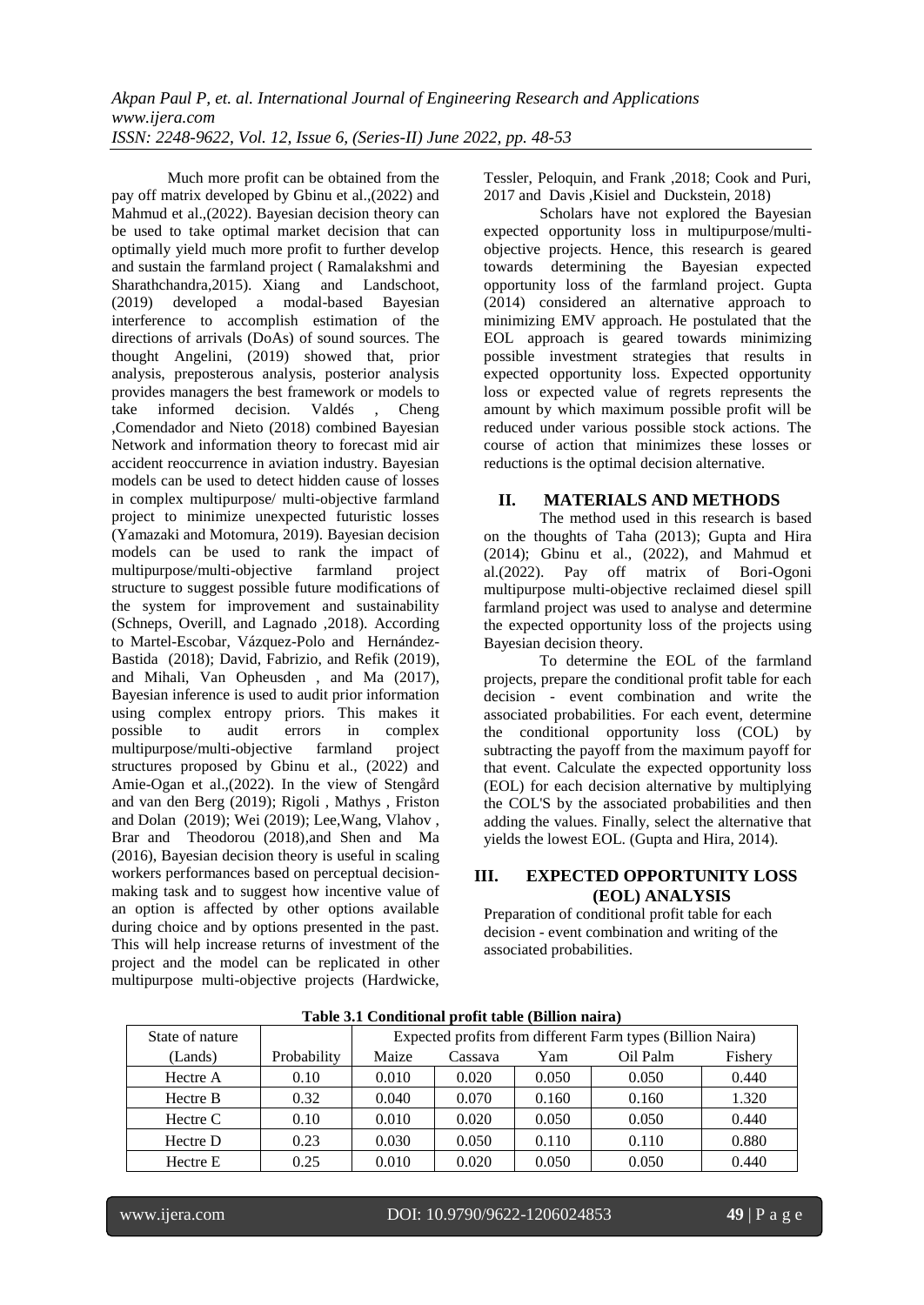Much more profit can be obtained from the pay off matrix developed by Gbinu et al.,(2022) and Mahmud et al.,(2022). Bayesian decision theory can be used to take optimal market decision that can optimally yield much more profit to further develop and sustain the farmland project ( Ramalakshmi and Sharathchandra,2015). Xiang and Landschoot, (2019) developed a modal-based Bayesian interference to accomplish estimation of the directions of arrivals (DoAs) of sound sources. The thought Angelini, (2019) showed that, prior analysis, preposterous analysis, posterior analysis provides managers the best framework or models to take informed decision. Valdés , Cheng ,Comendador and Nieto (2018) combined Bayesian Network and information theory to forecast mid air accident reoccurrence in aviation industry. Bayesian models can be used to detect hidden cause of losses in complex multipurpose/ multi-objective farmland project to minimize unexpected futuristic losses (Yamazaki and Motomura, 2019). Bayesian decision models can be used to rank the impact of multipurpose/multi-objective farmland project structure to suggest possible future modifications of the system for improvement and sustainability (Schneps, Overill, and Lagnado ,2018). According to Martel-Escobar, Vázquez-Polo and Hernández-Bastida (2018); David, Fabrizio, and Refik (2019), and Mihali, Van Opheusden , and Ma (2017), Bayesian inference is used to audit prior information using complex entropy priors. This makes it possible to audit errors in complex multipurpose/multi-objective farmland project structures proposed by Gbinu et al., (2022) and Amie-Ogan et al.,(2022). In the view of Stengård and van den Berg (2019); Rigoli , Mathys , Friston and Dolan (2019); Wei (2019); Lee,Wang, Vlahov , Brar and Theodorou (2018),and Shen and Ma (2016), Bayesian decision theory is useful in scaling workers performances based on perceptual decision-making task and to suggest how incentive value of an option is affected by other options available during choice and by options presented in the past. This will help increase returns of investment of the project and the model can be replicated in other multipurpose multi-objective projects (Hardwicke, Tessler, Peloquin, and Frank ,2018; Cook and Puri, 2017 and Davis ,Kisiel and Duckstein, 2018)

Scholars have not explored the Bayesian expected opportunity loss in multipurpose/multi-objective projects. Hence, this research is geared towards determining the Bayesian expected opportunity loss of the farmland project. Gupta (2014) considered an alternative approach to minimizing EMV approach. He postulated that the EOL approach is geared towards minimizing possible investment strategies that results in expected opportunity loss. Expected opportunity loss or expected value of regrets represents the amount by which maximum possible profit will be reduced under various possible stock actions. The course of action that minimizes these losses or reductions is the optimal decision alternative.

## II. MATERIALS AND METHODS

The method used in this research is based on the thoughts of Taha (2013); Gupta and Hira (2014); Gbinu et al., (2022), and Mahmud et al.(2022). Pay off matrix of Bori-Ogoni multipurpose multi-objective reclaimed diesel spill farmland project was used to analyse and determine the expected opportunity loss of the projects using Bayesian decision theory.

To determine the EOL of the farmland projects, prepare the conditional profit table for each decision - event combination and write the associated probabilities. For each event, determine the conditional opportunity loss (COL) by subtracting the payoff from the maximum payoff for that event. Calculate the expected opportunity loss (EOL) for each decision alternative by multiplying the COL'S by the associated probabilities and then adding the values. Finally, select the alternative that yields the lowest EOL. (Gupta and Hira, 2014).

## III. EXPECTED OPPORTUNITY LOSS (EOL) ANALYSIS

Preparation of conditional profit table for each decision - event combination and writing of the associated probabilities.

**Table 3.1 Conditional profit table (Billion naira)**

| State of nature (Lands) | Probability | Expected profits from different Farm types (Billion Naira) | | | | |
|---|---|---|---|---|---|---|
| | | Maize | Cassava | Yam | Oil Palm | Fishery |
| Hectre A | 0.10 | 0.010 | 0.020 | 0.050 | 0.050 | 0.440 |
| Hectre B | 0.32 | 0.040 | 0.070 | 0.160 | 0.160 | 1.320 |
| Hectre C | 0.10 | 0.010 | 0.020 | 0.050 | 0.050 | 0.440 |
| Hectre D | 0.23 | 0.030 | 0.050 | 0.110 | 0.110 | 0.880 |
| Hectre E | 0.25 | 0.010 | 0.020 | 0.050 | 0.050 | 0.440 |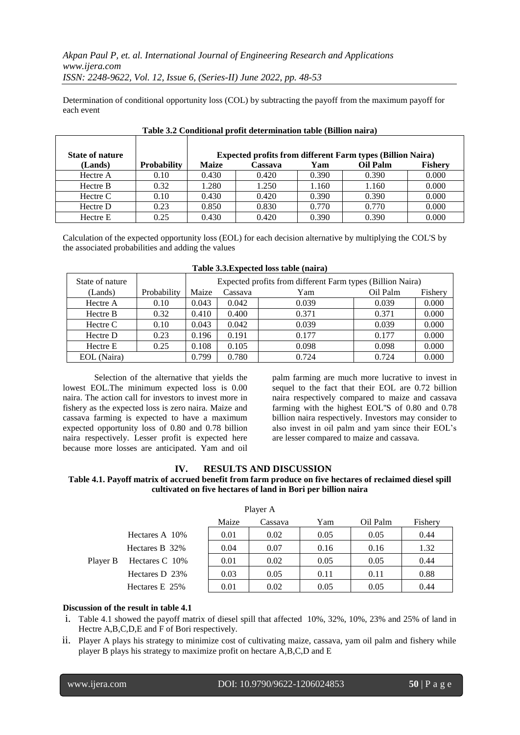Determination of conditional opportunity loss (COL) by subtracting the payoff from the maximum payoff for each event

**Table 3.2 Conditional profit determination table (Billion naira)**

| State of nature (Lands) | Probability | Expected profits from different Farm types (Billion Naira) | | | | |
|---|---|---|---|---|---|---|
| | | **Maize** | **Cassava** | **Yam** | **Oil Palm** | **Fishery** |
| Hectre A | 0.10 | 0.430 | 0.420 | 0.390 | 0.390 | 0.000 |
| Hectre B | 0.32 | 1.280 | 1.250 | 1.160 | 1.160 | 0.000 |
| Hectre C | 0.10 | 0.430 | 0.420 | 0.390 | 0.390 | 0.000 |
| Hectre D | 0.23 | 0.850 | 0.830 | 0.770 | 0.770 | 0.000 |
| Hectre E | 0.25 | 0.430 | 0.420 | 0.390 | 0.390 | 0.000 |

Calculation of the expected opportunity loss (EOL) for each decision alternative by multiplying the COL'S by the associated probabilities and adding the values

**Table 3.3.Expected loss table (naira)**

| State of nature (Lands) | Probability | Expected profits from different Farm types (Billion Naira) | | | | |
|---|---|---|---|---|---|---|
| | | Maize | Cassava | Yam | Oil Palm | Fishery |
| Hectre A | 0.10 | 0.043 | 0.042 | 0.039 | 0.039 | 0.000 |
| Hectre B | 0.32 | 0.410 | 0.400 | 0.371 | 0.371 | 0.000 |
| Hectre C | 0.10 | 0.043 | 0.042 | 0.039 | 0.039 | 0.000 |
| Hectre D | 0.23 | 0.196 | 0.191 | 0.177 | 0.177 | 0.000 |
| Hectre E | 0.25 | 0.108 | 0.105 | 0.098 | 0.098 | 0.000 |
| EOL (Naira) | | 0.799 | 0.780 | 0.724 | 0.724 | 0.000 |

Selection of the alternative that yields the lowest EOL.The minimum expected loss is 0.00 naira. The action call for investors to invest more in fishery as the expected loss is zero naira. Maize and cassava farming is expected to have a maximum expected opportunity loss of 0.80 and 0.78 billion naira respectively. Lesser profit is expected here because more losses are anticipated. Yam and oil palm farming are much more lucrative to invest in sequel to the fact that their EOL are 0.72 billion naira respectively compared to maize and cassava farming with the highest EOL"S of 0.80 and 0.78 billion naira respectively. Investors may consider to also invest in oil palm and yam since their EOL's are lesser compared to maize and cassava.

## IV. RESULTS AND DISCUSSION

**Table 4.1. Payoff matrix of accrued benefit from farm produce on five hectares of reclaimed diesel spill cultivated on five hectares of land in Bori per billion naira**

| | | Player A | | | | |
|---|---|---|---|---|---|---|
| | | Maize | Cassava | Yam | Oil Palm | Fishery |
| | Hectares A 10% | 0.01 | 0.02 | 0.05 | 0.05 | 0.44 |
| | Hectares B 32% | 0.04 | 0.07 | 0.16 | 0.16 | 1.32 |
| Player B | Hectares C 10% | 0.01 | 0.02 | 0.05 | 0.05 | 0.44 |
| | Hectares D 23% | 0.03 | 0.05 | 0.11 | 0.11 | 0.88 |
| | Hectares E 25% | 0.01 | 0.02 | 0.05 | 0.05 | 0.44 |

**Discussion of the result in table 4.1**

i. Table 4.1 showed the payoff matrix of diesel spill that affected 10%, 32%, 10%, 23% and 25% of land in Hectre A,B,C,D,E and F of Bori respectively.

ii. Player A plays his strategy to minimize cost of cultivating maize, cassava, yam oil palm and fishery while player B plays his strategy to maximize profit on hectare A,B,C,D and E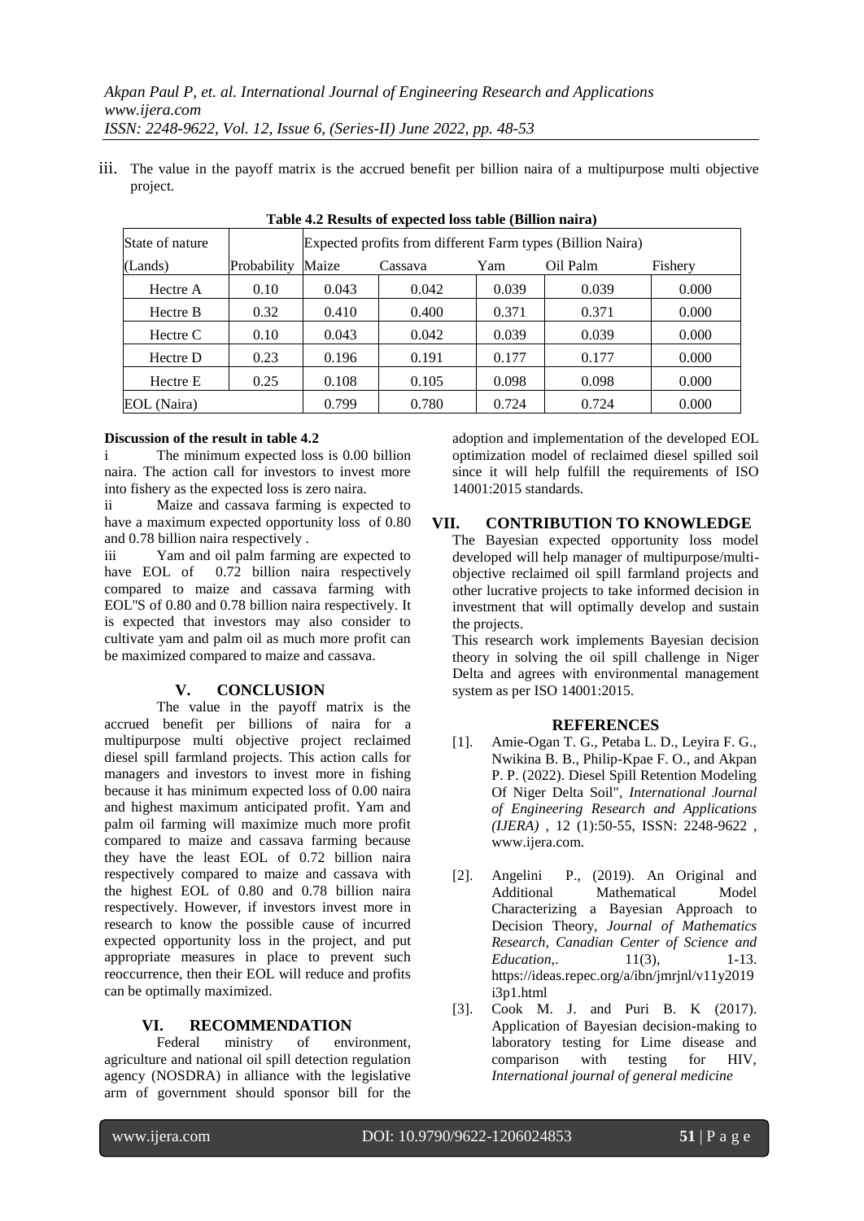iii. The value in the payoff matrix is the accrued benefit per billion naira of a multipurpose multi objective project.

**Table 4.2 Results of expected loss table (Billion naira)**

| State of nature (Lands) | Probability | Expected profits from different Farm types (Billion Naira) Maize | Cassava | Yam | Oil Palm | Fishery |
|---|---|---|---|---|---|---|
| Hectre A | 0.10 | 0.043 | 0.042 | 0.039 | 0.039 | 0.000 |
| Hectre B | 0.32 | 0.410 | 0.400 | 0.371 | 0.371 | 0.000 |
| Hectre C | 0.10 | 0.043 | 0.042 | 0.039 | 0.039 | 0.000 |
| Hectre D | 0.23 | 0.196 | 0.191 | 0.177 | 0.177 | 0.000 |
| Hectre E | 0.25 | 0.108 | 0.105 | 0.098 | 0.098 | 0.000 |
| EOL (Naira) | | 0.799 | 0.780 | 0.724 | 0.724 | 0.000 |

**Discussion of the result in table 4.2**

i The minimum expected loss is 0.00 billion naira. The action call for investors to invest more into fishery as the expected loss is zero naira.

ii Maize and cassava farming is expected to have a maximum expected opportunity loss of 0.80 and 0.78 billion naira respectively .

iii Yam and oil palm farming are expected to have EOL of 0.72 billion naira respectively compared to maize and cassava farming with EOL"S of 0.80 and 0.78 billion naira respectively. It is expected that investors may also consider to cultivate yam and palm oil as much more profit can be maximized compared to maize and cassava.

## V. CONCLUSION

The value in the payoff matrix is the accrued benefit per billions of naira for a multipurpose multi objective project reclaimed diesel spill farmland projects. This action calls for managers and investors to invest more in fishing because it has minimum expected loss of 0.00 naira and highest maximum anticipated profit. Yam and palm oil farming will maximize much more profit compared to maize and cassava farming because they have the least EOL of 0.72 billion naira respectively compared to maize and cassava with the highest EOL of 0.80 and 0.78 billion naira respectively. However, if investors invest more in research to know the possible cause of incurred expected opportunity loss in the project, and put appropriate measures in place to prevent such reoccurrence, then their EOL will reduce and profits can be optimally maximized.

## VI. RECOMMENDATION

Federal ministry of environment, agriculture and national oil spill detection regulation agency (NOSDRA) in alliance with the legislative arm of government should sponsor bill for the adoption and implementation of the developed EOL optimization model of reclaimed diesel spilled soil since it will help fulfill the requirements of ISO 14001:2015 standards.

## VII. CONTRIBUTION TO KNOWLEDGE

The Bayesian expected opportunity loss model developed will help manager of multipurpose/multi-objective reclaimed oil spill farmland projects and other lucrative projects to take informed decision in investment that will optimally develop and sustain the projects.

This research work implements Bayesian decision theory in solving the oil spill challenge in Niger Delta and agrees with environmental management system as per ISO 14001:2015.

## REFERENCES

[1]. Amie-Ogan T. G., Petaba L. D., Leyira F. G., Nwikina B. B., Philip-Kpae F. O., and Akpan P. P. (2022). Diesel Spill Retention Modeling Of Niger Delta Soil", *International Journal of Engineering Research and Applications (IJERA)* , 12 (1):50-55, ISSN: 2248-9622 , www.ijera.com.

[2]. Angelini P., (2019). An Original and Additional Mathematical Model Characterizing a Bayesian Approach to Decision Theory, *Journal of Mathematics Research, Canadian Center of Science and Education,*. 11(3), 1-13. https://ideas.repec.org/a/ibn/jmrjnl/v11y2019i3p1.html

[3]. Cook M. J. and Puri B. K (2017). Application of Bayesian decision-making to laboratory testing for Lime disease and comparison with testing for HIV, *International journal of general medicine*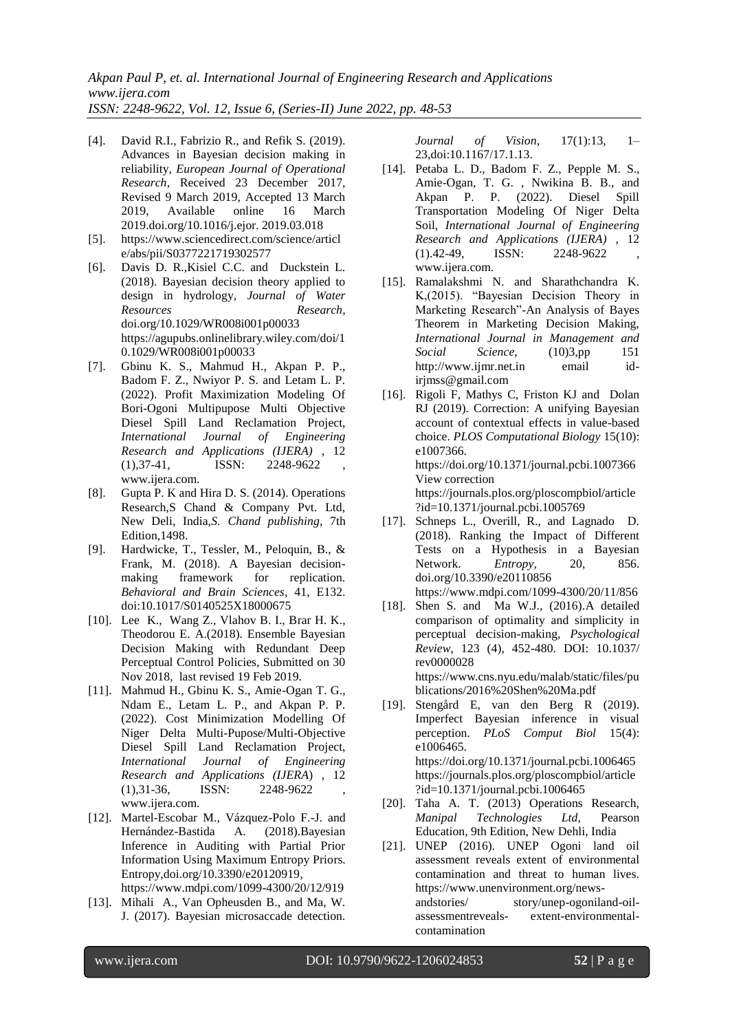[4]. David R.I., Fabrizio R., and Refik S. (2019). Advances in Bayesian decision making in reliability, *European Journal of Operational Research*, Received 23 December 2017, Revised 9 March 2019, Accepted 13 March 2019, Available online 16 March 2019.doi.org/10.1016/j.ejor. 2019.03.018

[5]. https://www.sciencedirect.com/science/article/abs/pii/S0377221719302577

[6]. Davis D. R.,Kisiel C.C. and Duckstein L. (2018). Bayesian decision theory applied to design in hydrology, *Journal of Water Resources Research*, doi.org/10.1029/WR008i001p00033 https://agupubs.onlinelibrary.wiley.com/doi/10.1029/WR008i001p00033

[7]. Gbinu K. S., Mahmud H., Akpan P. P., Badom F. Z., Nwiyor P. S. and Letam L. P. (2022). Profit Maximization Modeling Of Bori-Ogoni Multipupose Multi Objective Diesel Spill Land Reclamation Project, *International Journal of Engineering Research and Applications (IJERA)* , 12 (1),37-41, ISSN: 2248-9622 , www.ijera.com.

[8]. Gupta P. K and Hira D. S. (2014). Operations Research,S Chand & Company Pvt. Ltd, New Deli, India,*S. Chand publishing*, 7th Edition,1498.

[9]. Hardwicke, T., Tessler, M., Peloquin, B., & Frank, M. (2018). A Bayesian decision-making framework for replication. *Behavioral and Brain Sciences*, 41, E132. doi:10.1017/S0140525X18000675

[10]. Lee K., Wang Z., Vlahov B. I., Brar H. K., Theodorou E. A.(2018). Ensemble Bayesian Decision Making with Redundant Deep Perceptual Control Policies, Submitted on 30 Nov 2018, last revised 19 Feb 2019.

[11]. Mahmud H., Gbinu K. S., Amie-Ogan T. G., Ndam E., Letam L. P., and Akpan P. P. (2022). Cost Minimization Modelling Of Niger Delta Multi-Pupose/Multi-Objective Diesel Spill Land Reclamation Project, *International Journal of Engineering Research and Applications (IJERA)* , 12 (1),31-36, ISSN: 2248-9622 , www.ijera.com.

[12]. Martel-Escobar M., Vázquez-Polo F.-J. and Hernández-Bastida A. (2018).Bayesian Inference in Auditing with Partial Prior Information Using Maximum Entropy Priors. Entropy,doi.org/10.3390/e20120919, https://www.mdpi.com/1099-4300/20/12/919

[13]. Mihali A., Van Opheusden B., and Ma, W. J. (2017). Bayesian microsaccade detection. *Journal of Vision*, 17(1):13, 1–23,doi:10.1167/17.1.13.

[14]. Petaba L. D., Badom F. Z., Pepple M. S., Amie-Ogan, T. G. , Nwikina B. B., and Akpan P. P. (2022). Diesel Spill Transportation Modeling Of Niger Delta Soil, *International Journal of Engineering Research and Applications (IJERA)* , 12 (1).42-49, ISSN: 2248-9622 , www.ijera.com.

[15]. Ramalakshmi N. and Sharathchandra K. K,(2015). "Bayesian Decision Theory in Marketing Research"-An Analysis of Bayes Theorem in Marketing Decision Making, *International Journal in Management and Social Science,* (10)3,pp 151 http://www.ijmr.net.in email id-irjmss@gmail.com

[16]. Rigoli F, Mathys C, Friston KJ and Dolan RJ (2019). Correction: A unifying Bayesian account of contextual effects in value-based choice. *PLOS Computational Biology* 15(10): e1007366. https://doi.org/10.1371/journal.pcbi.1007366 View correction https://journals.plos.org/ploscompbiol/article?id=10.1371/journal.pcbi.1005769

[17]. Schneps L., Overill, R., and Lagnado D. (2018). Ranking the Impact of Different Tests on a Hypothesis in a Bayesian Network. *Entropy,* 20, 856. doi.org/10.3390/e20110856 https://www.mdpi.com/1099-4300/20/11/856

[18]. Shen S. and Ma W.J., (2016).A detailed comparison of optimality and simplicity in perceptual decision-making, *Psychological Review*, 123 (4), 452-480. DOI: 10.1037/rev0000028 https://www.cns.nyu.edu/malab/static/files/publications/2016%20Shen%20Ma.pdf

[19]. Stengård E, van den Berg R (2019). Imperfect Bayesian inference in visual perception. *PLoS Comput Biol* 15(4): e1006465. https://doi.org/10.1371/journal.pcbi.1006465 https://journals.plos.org/ploscompbiol/article?id=10.1371/journal.pcbi.1006465

[20]. Taha A. T. (2013) Operations Research, *Manipal Technologies Ltd,* Pearson Education, 9th Edition, New Dehli, India

[21]. UNEP (2016). UNEP Ogoni land oil assessment reveals extent of environmental contamination and threat to human lives. https://www.unenvironment.org/news-andstories/ story/unep-ogoniland-oil-assessmentreveals- extent-environmental-contamination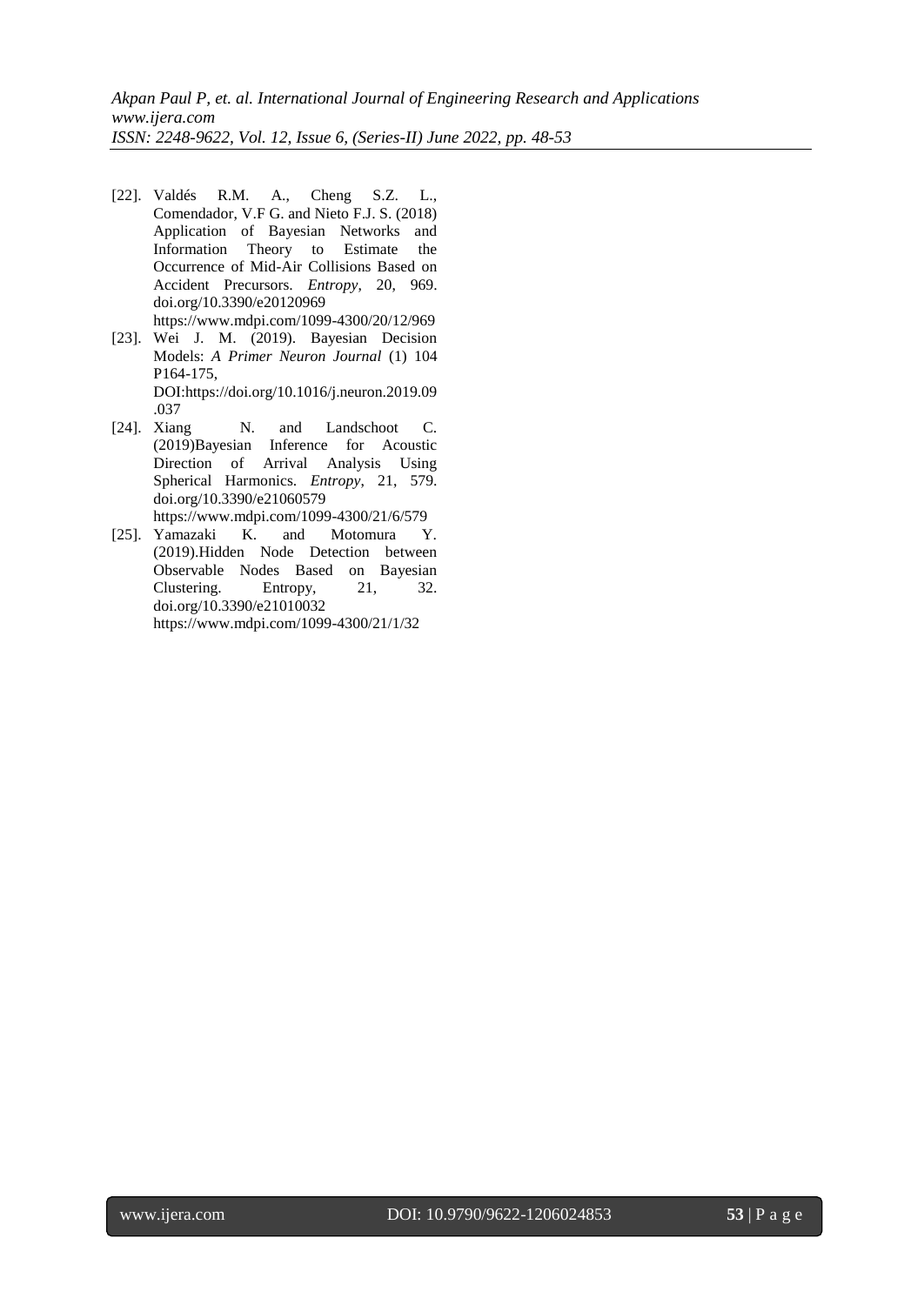[22]. Valdés R.M. A., Cheng S.Z. L., Comendador, V.F G. and Nieto F.J. S. (2018) Application of Bayesian Networks and Information Theory to Estimate the Occurrence of Mid-Air Collisions Based on Accident Precursors. *Entropy*, 20, 969. doi.org/10.3390/e20120969 https://www.mdpi.com/1099-4300/20/12/969

[23]. Wei J. M. (2019). Bayesian Decision Models: *A Primer Neuron Journal* (1) 104 P164-175, DOI:https://doi.org/10.1016/j.neuron.2019.09.037

[24]. Xiang N. and Landschoot C. (2019)Bayesian Inference for Acoustic Direction of Arrival Analysis Using Spherical Harmonics. *Entropy*, 21, 579. doi.org/10.3390/e21060579 https://www.mdpi.com/1099-4300/21/6/579

[25]. Yamazaki K. and Motomura Y. (2019).Hidden Node Detection between Observable Nodes Based on Bayesian Clustering. Entropy, 21, 32. doi.org/10.3390/e21010032 https://www.mdpi.com/1099-4300/21/1/32